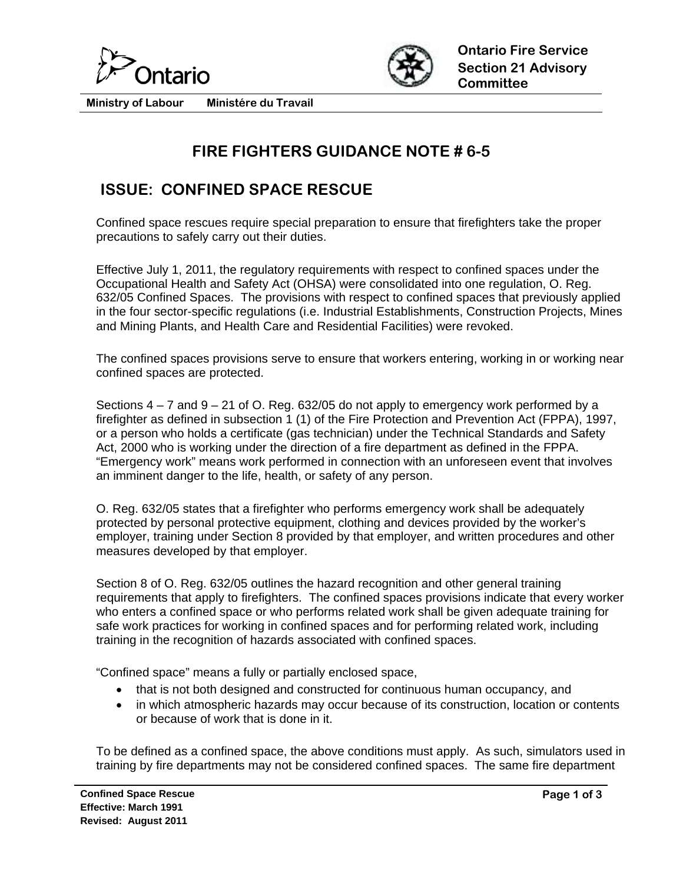Ontario

Ministry of Labour Ministére du Travail

**Ontario Fire Service Section 21 Advisory Committee**

# FIRE FIGHTERS GUIDANCE NOTE # 6-5

## ISSUE: CONFINED SPACE RESCUE

Confined space rescues require special preparation to ensure that firefighters take the proper precautions to safely carry out their duties.

Effective July 1, 2011, the regulatory requirements with respect to confined spaces under the Occupational Health and Safety Act (OHSA) were consolidated into one regulation, O. Reg. 632/05 Confined Spaces. The provisions with respect to confined spaces that previously applied in the four sector-specific regulations (i.e. Industrial Establishments, Construction Projects, Mines and Mining Plants, and Health Care and Residential Facilities) were revoked.

The confined spaces provisions serve to ensure that workers entering, working in or working near confined spaces are protected.

Sections 4 – 7 and 9 – 21 of O. Reg. 632/05 do not apply to emergency work performed by a firefighter as defined in subsection 1 (1) of the Fire Protection and Prevention Act (FPPA), 1997, or a person who holds a certificate (gas technician) under the Technical Standards and Safety Act, 2000 who is working under the direction of a fire department as defined in the FPPA. "Emergency work" means work performed in connection with an unforeseen event that involves an imminent danger to the life, health, or safety of any person.

O. Reg. 632/05 states that a firefighter who performs emergency work shall be adequately protected by personal protective equipment, clothing and devices provided by the worker's employer, training under Section 8 provided by that employer, and written procedures and other measures developed by that employer.

Section 8 of O. Reg. 632/05 outlines the hazard recognition and other general training requirements that apply to firefighters. The confined spaces provisions indicate that every worker who enters a confined space or who performs related work shall be given adequate training for safe work practices for working in confined spaces and for performing related work, including training in the recognition of hazards associated with confined spaces.

"Confined space" means a fully or partially enclosed space,

- that is not both designed and constructed for continuous human occupancy, and
- in which atmospheric hazards may occur because of its construction, location or contents or because of work that is done in it.

To be defined as a confined space, the above conditions must apply. As such, simulators used in training by fire departments may not be considered confined spaces. The same fire department

Confined Space Rescue
Effective: March 1991
Revised: August 2011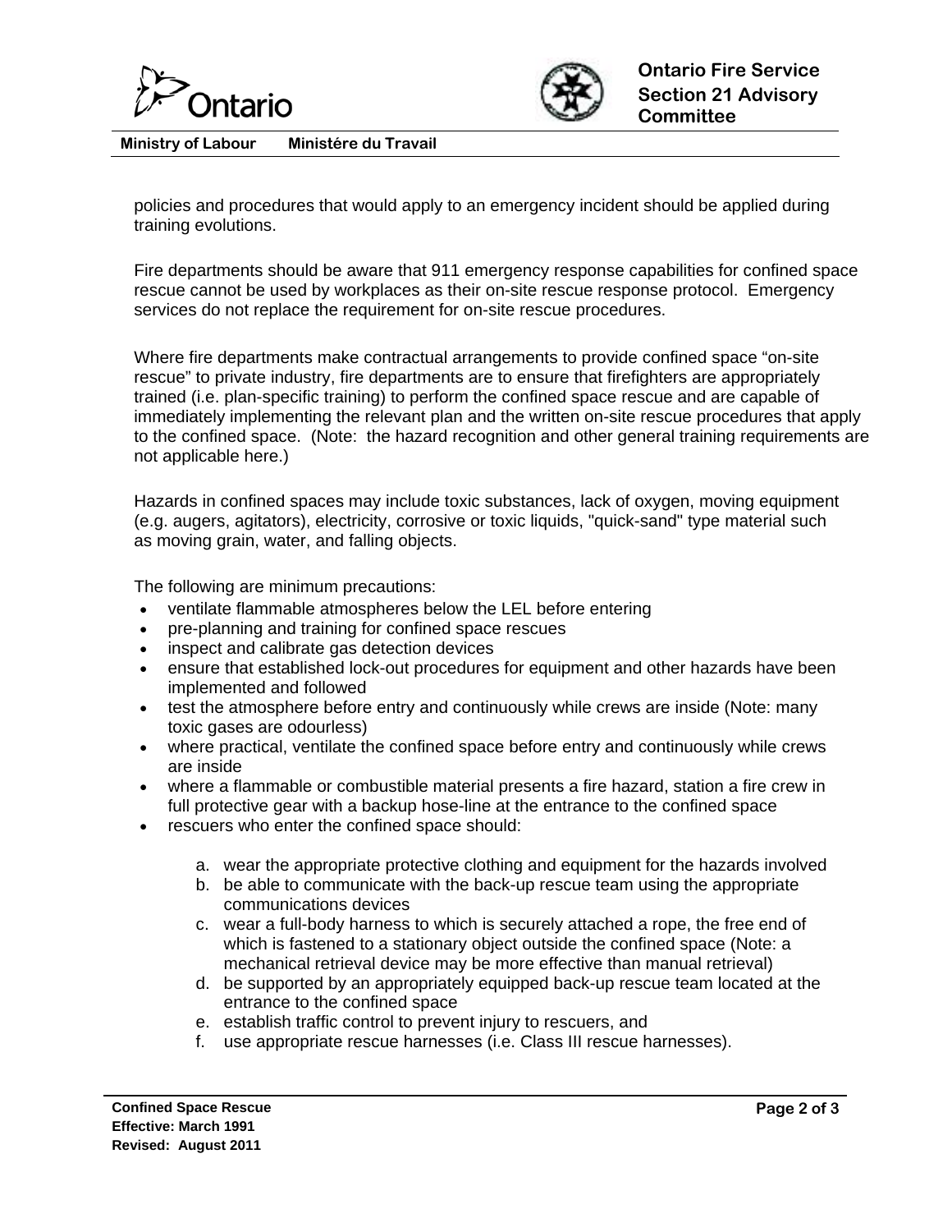policies and procedures that would apply to an emergency incident should be applied during training evolutions.

Fire departments should be aware that 911 emergency response capabilities for confined space rescue cannot be used by workplaces as their on-site rescue response protocol. Emergency services do not replace the requirement for on-site rescue procedures.

Where fire departments make contractual arrangements to provide confined space "on-site rescue" to private industry, fire departments are to ensure that firefighters are appropriately trained (i.e. plan-specific training) to perform the confined space rescue and are capable of immediately implementing the relevant plan and the written on-site rescue procedures that apply to the confined space. (Note: the hazard recognition and other general training requirements are not applicable here.)

Hazards in confined spaces may include toxic substances, lack of oxygen, moving equipment (e.g. augers, agitators), electricity, corrosive or toxic liquids, "quick-sand" type material such as moving grain, water, and falling objects.

The following are minimum precautions:

- ventilate flammable atmospheres below the LEL before entering
- pre-planning and training for confined space rescues
- inspect and calibrate gas detection devices
- ensure that established lock-out procedures for equipment and other hazards have been implemented and followed
- test the atmosphere before entry and continuously while crews are inside (Note: many toxic gases are odourless)
- where practical, ventilate the confined space before entry and continuously while crews are inside
- where a flammable or combustible material presents a fire hazard, station a fire crew in full protective gear with a backup hose-line at the entrance to the confined space
- rescuers who enter the confined space should:

    a. wear the appropriate protective clothing and equipment for the hazards involved
    b. be able to communicate with the back-up rescue team using the appropriate communications devices
    c. wear a full-body harness to which is securely attached a rope, the free end of which is fastened to a stationary object outside the confined space (Note: a mechanical retrieval device may be more effective than manual retrieval)
    d. be supported by an appropriately equipped back-up rescue team located at the entrance to the confined space
    e. establish traffic control to prevent injury to rescuers, and
    f. use appropriate rescue harnesses (i.e. Class III rescue harnesses).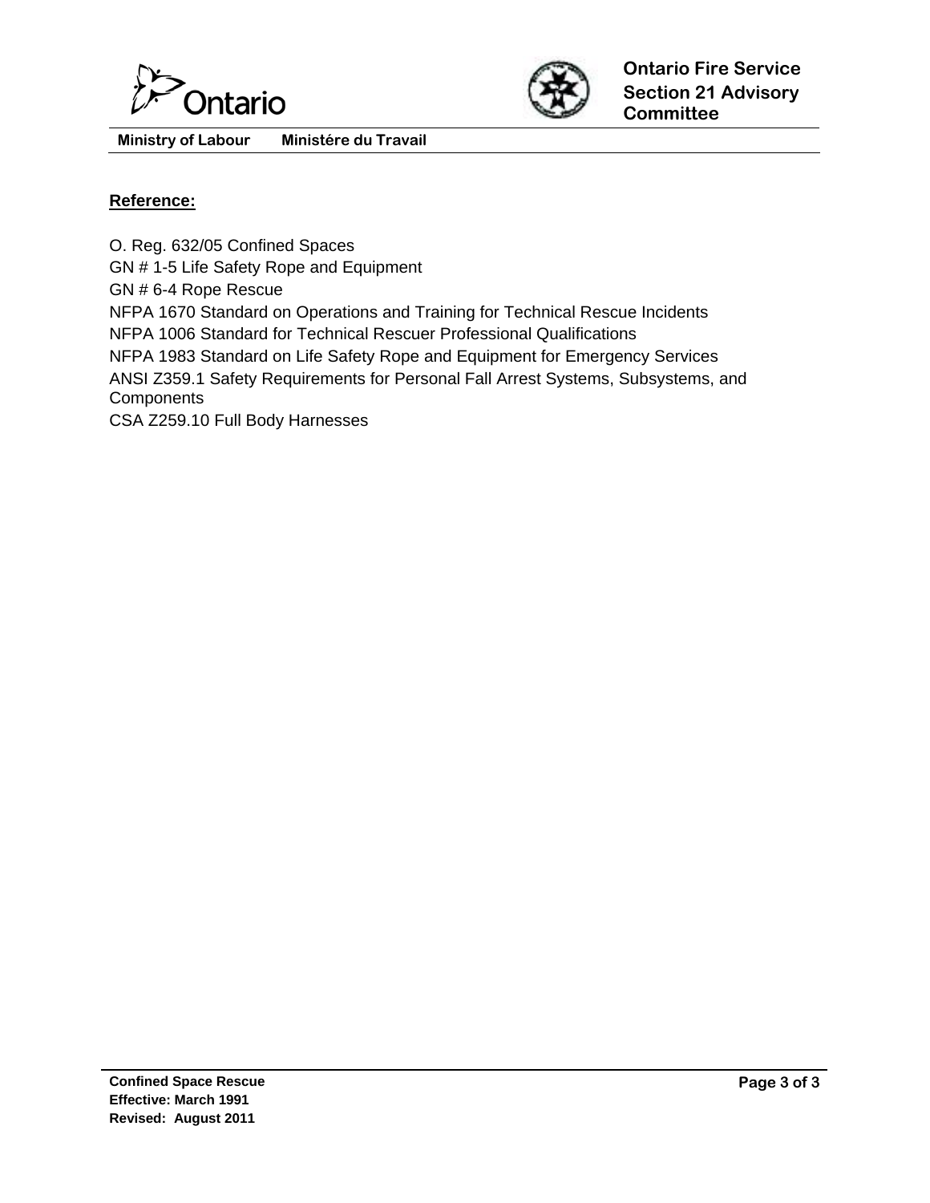**Reference:**

O. Reg. 632/05 Confined Spaces
GN # 1-5 Life Safety Rope and Equipment
GN # 6-4 Rope Rescue
NFPA 1670 Standard on Operations and Training for Technical Rescue Incidents
NFPA 1006 Standard for Technical Rescuer Professional Qualifications
NFPA 1983 Standard on Life Safety Rope and Equipment for Emergency Services
ANSI Z359.1 Safety Requirements for Personal Fall Arrest Systems, Subsystems, and Components
CSA Z259.10 Full Body Harnesses